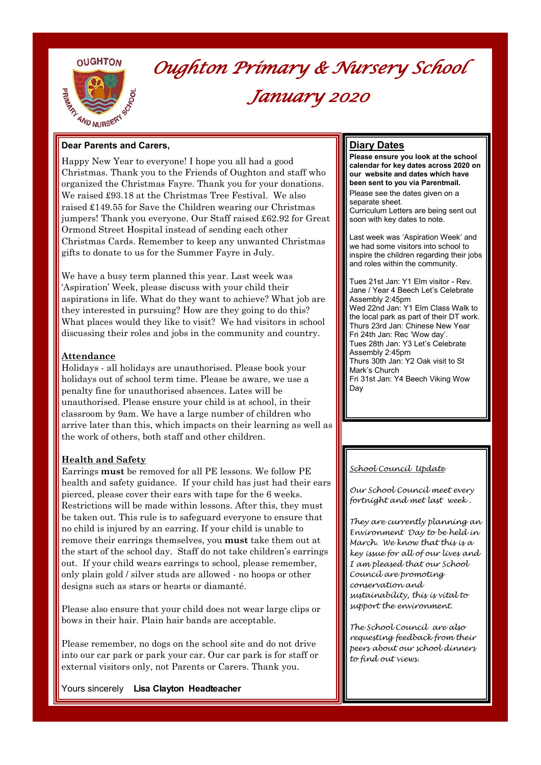# Oughton Primary & Nursery School

## January 2020

**Dear Parents and Carers,**

Happy New Year to everyone! I hope you all had a good Christmas. Thank you to the Friends of Oughton and staff who organized the Christmas Fayre. Thank you for your donations. We raised £93.18 at the Christmas Tree Festival. We also raised £149.55 for Save the Children wearing our Christmas jumpers! Thank you everyone. Our Staff raised £62.92 for Great Ormond Street Hospital instead of sending each other Christmas Cards. Remember to keep any unwanted Christmas gifts to donate to us for the Summer Fayre in July.

We have a busy term planned this year. Last week was 'Aspiration' Week, please discuss with your child their aspirations in life. What do they want to achieve? What job are they interested in pursuing? How are they going to do this? What places would they like to visit? We had visitors in school discussing their roles and jobs in the community and country.

### Attendance

Holidays - all holidays are unauthorised. Please book your holidays out of school term time. Please be aware, we use a penalty fine for unauthorised absences. Lates will be unauthorised. Please ensure your child is at school, in their classroom by 9am. We have a large number of children who arrive later than this, which impacts on their learning as well as the work of others, both staff and other children.

### Health and Safety

Earrings **must** be removed for all PE lessons. We follow PE health and safety guidance. If your child has just had their ears pierced, please cover their ears with tape for the 6 weeks. Restrictions will be made within lessons. After this, they must be taken out. This rule is to safeguard everyone to ensure that no child is injured by an earring. If your child is unable to remove their earrings themselves, you **must** take them out at the start of the school day. Staff do not take children's earrings out. If your child wears earrings to school, please remember, only plain gold / silver studs are allowed - no hoops or other designs such as stars or hearts or diamanté.

Please also ensure that your child does not wear large clips or bows in their hair. Plain hair bands are acceptable.

Please remember, no dogs on the school site and do not drive into our car park or park your car. Our car park is for staff or external visitors only, not Parents or Carers. Thank you.

Yours sincerely **Lisa Clayton Headteacher**

## Diary Dates

**Please ensure you look at the school calendar for key dates across 2020 on our website and dates which have been sent to you via Parentmail.**

Please see the dates given on a separate sheet.
Curriculum Letters are being sent out soon with key dates to note.

Last week was 'Aspiration Week' and we had some visitors into school to inspire the children regarding their jobs and roles within the community.

Tues 21st Jan: Y1 Elm visitor - Rev. Jane / Year 4 Beech Let's Celebrate Assembly 2:45pm
Wed 22nd Jan: Y1 Elm Class Walk to the local park as part of their DT work.
Thurs 23rd Jan: Chinese New Year
Fri 24th Jan: Rec 'Wow day'.
Tues 28th Jan: Y3 Let's Celebrate Assembly 2:45pm
Thurs 30th Jan: Y2 Oak visit to St Mark's Church
Fri 31st Jan: Y4 Beech Viking Wow Day

## *School Council Update*

*Our School Council meet every fortnight and met last week.*

*They are currently planning an Environment Day to be held in March. We know that this is a key issue for all of our lives and I am pleased that our School Council are promoting conservation and sustainability, this is vital to support the environment.*

*The School Council are also requesting feedback from their peers about our school dinners to find out views.*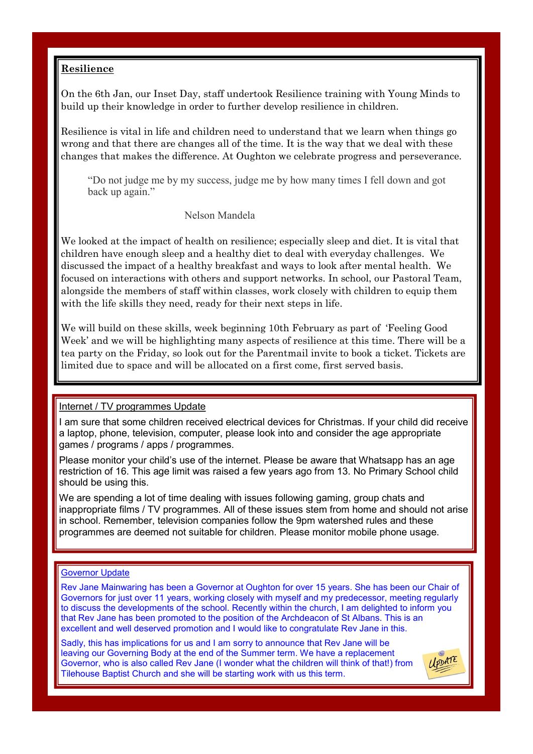## Resilience

On the 6th Jan, our Inset Day, staff undertook Resilience training with Young Minds to build up their knowledge in order to further develop resilience in children.

Resilience is vital in life and children need to understand that we learn when things go wrong and that there are changes all of the time. It is the way that we deal with these changes that makes the difference. At Oughton we celebrate progress and perseverance.

> "Do not judge me by my success, judge me by how many times I fell down and got back up again."
>
> Nelson Mandela

We looked at the impact of health on resilience; especially sleep and diet. It is vital that children have enough sleep and a healthy diet to deal with everyday challenges. We discussed the impact of a healthy breakfast and ways to look after mental health. We focused on interactions with others and support networks. In school, our Pastoral Team, alongside the members of staff within classes, work closely with children to equip them with the life skills they need, ready for their next steps in life.

We will build on these skills, week beginning 10th February as part of 'Feeling Good Week' and we will be highlighting many aspects of resilience at this time. There will be a tea party on the Friday, so look out for the Parentmail invite to book a ticket. Tickets are limited due to space and will be allocated on a first come, first served basis.

## Internet / TV programmes Update

I am sure that some children received electrical devices for Christmas. If your child did receive a laptop, phone, television, computer, please look into and consider the age appropriate games / programs / apps / programmes.

Please monitor your child's use of the internet. Please be aware that Whatsapp has an age restriction of 16. This age limit was raised a few years ago from 13. No Primary School child should be using this.

We are spending a lot of time dealing with issues following gaming, group chats and inappropriate films / TV programmes. All of these issues stem from home and should not arise in school. Remember, television companies follow the 9pm watershed rules and these programmes are deemed not suitable for children. Please monitor mobile phone usage.

## Governor Update

Rev Jane Mainwaring has been a Governor at Oughton for over 15 years. She has been our Chair of Governors for just over 11 years, working closely with myself and my predecessor, meeting regularly to discuss the developments of the school. Recently within the church, I am delighted to inform you that Rev Jane has been promoted to the position of the Archdeacon of St Albans. This is an excellent and well deserved promotion and I would like to congratulate Rev Jane in this.

Sadly, this has implications for us and I am sorry to announce that Rev Jane will be leaving our Governing Body at the end of the Summer term. We have a replacement Governor, who is also called Rev Jane (I wonder what the children will think of that!) from Tilehouse Baptist Church and she will be starting work with us this term.